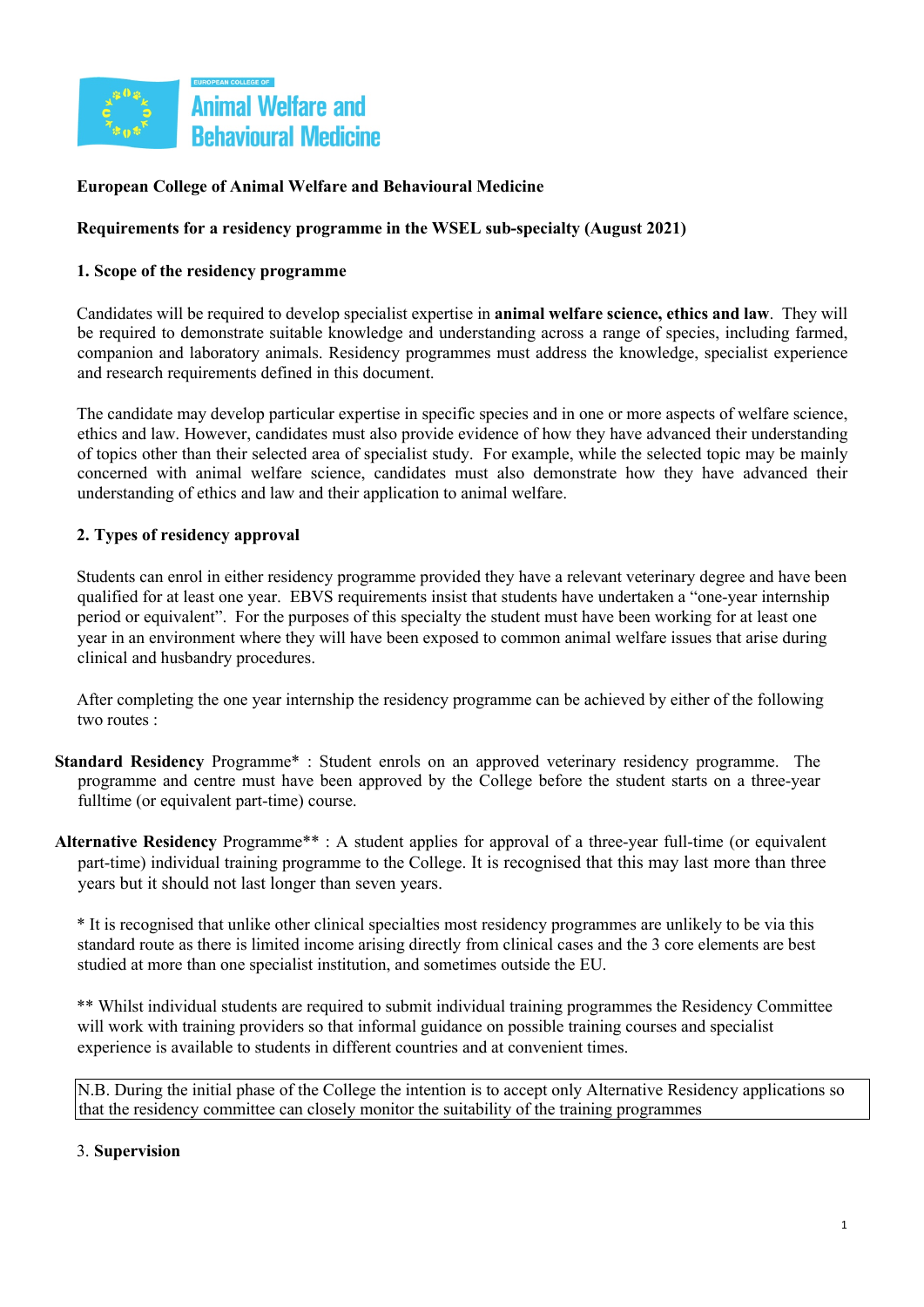EUROPEAN COLLEGE OF Animal Welfare and Behavioural Medicine

**European College of Animal Welfare and Behavioural Medicine**

**Requirements for a residency programme in the WSEL sub-specialty (August 2021)**

## 1. Scope of the residency programme

Candidates will be required to develop specialist expertise in **animal welfare science, ethics and law**. They will be required to demonstrate suitable knowledge and understanding across a range of species, including farmed, companion and laboratory animals. Residency programmes must address the knowledge, specialist experience and research requirements defined in this document.

The candidate may develop particular expertise in specific species and in one or more aspects of welfare science, ethics and law. However, candidates must also provide evidence of how they have advanced their understanding of topics other than their selected area of specialist study. For example, while the selected topic may be mainly concerned with animal welfare science, candidates must also demonstrate how they have advanced their understanding of ethics and law and their application to animal welfare.

## 2. Types of residency approval

Students can enrol in either residency programme provided they have a relevant veterinary degree and have been qualified for at least one year. EBVS requirements insist that students have undertaken a "one-year internship period or equivalent". For the purposes of this specialty the student must have been working for at least one year in an environment where they will have been exposed to common animal welfare issues that arise during clinical and husbandry procedures.

After completing the one year internship the residency programme can be achieved by either of the following two routes :

**Standard Residency** Programme* : Student enrols on an approved veterinary residency programme. The programme and centre must have been approved by the College before the student starts on a three-year fulltime (or equivalent part-time) course.

**Alternative Residency** Programme** : A student applies for approval of a three-year full-time (or equivalent part-time) individual training programme to the College. It is recognised that this may last more than three years but it should not last longer than seven years.

* It is recognised that unlike other clinical specialties most residency programmes are unlikely to be via this standard route as there is limited income arising directly from clinical cases and the 3 core elements are best studied at more than one specialist institution, and sometimes outside the EU.

** Whilst individual students are required to submit individual training programmes the Residency Committee will work with training providers so that informal guidance on possible training courses and specialist experience is available to students in different countries and at convenient times.

N.B. During the initial phase of the College the intention is to accept only Alternative Residency applications so that the residency committee can closely monitor the suitability of the training programmes

## 3. **Supervision**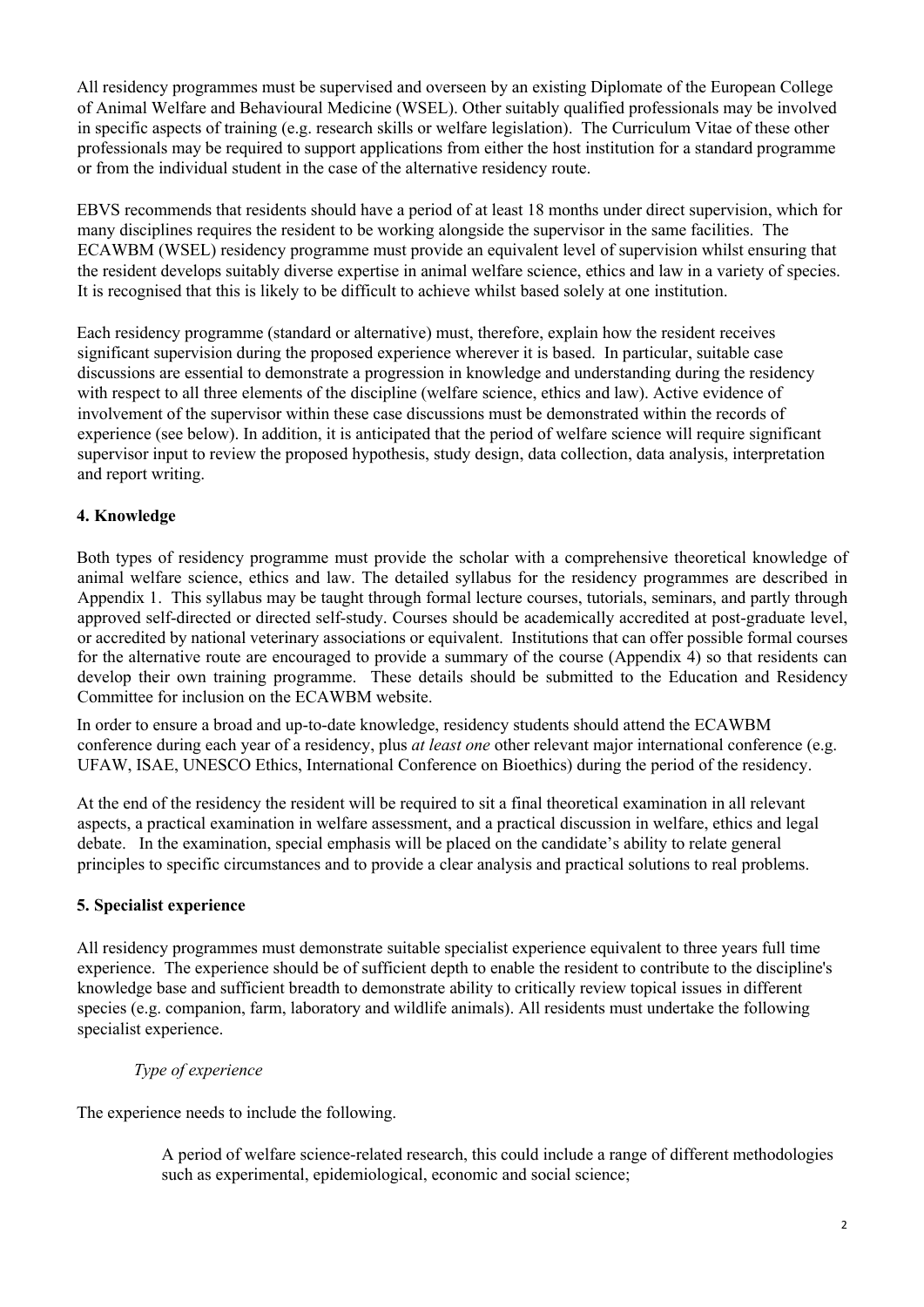All residency programmes must be supervised and overseen by an existing Diplomate of the European College of Animal Welfare and Behavioural Medicine (WSEL). Other suitably qualified professionals may be involved in specific aspects of training (e.g. research skills or welfare legislation). The Curriculum Vitae of these other professionals may be required to support applications from either the host institution for a standard programme or from the individual student in the case of the alternative residency route.

EBVS recommends that residents should have a period of at least 18 months under direct supervision, which for many disciplines requires the resident to be working alongside the supervisor in the same facilities. The ECAWBM (WSEL) residency programme must provide an equivalent level of supervision whilst ensuring that the resident develops suitably diverse expertise in animal welfare science, ethics and law in a variety of species. It is recognised that this is likely to be difficult to achieve whilst based solely at one institution.

Each residency programme (standard or alternative) must, therefore, explain how the resident receives significant supervision during the proposed experience wherever it is based. In particular, suitable case discussions are essential to demonstrate a progression in knowledge and understanding during the residency with respect to all three elements of the discipline (welfare science, ethics and law). Active evidence of involvement of the supervisor within these case discussions must be demonstrated within the records of experience (see below). In addition, it is anticipated that the period of welfare science will require significant supervisor input to review the proposed hypothesis, study design, data collection, data analysis, interpretation and report writing.

## 4. Knowledge

Both types of residency programme must provide the scholar with a comprehensive theoretical knowledge of animal welfare science, ethics and law. The detailed syllabus for the residency programmes are described in Appendix 1. This syllabus may be taught through formal lecture courses, tutorials, seminars, and partly through approved self-directed or directed self-study. Courses should be academically accredited at post-graduate level, or accredited by national veterinary associations or equivalent. Institutions that can offer possible formal courses for the alternative route are encouraged to provide a summary of the course (Appendix 4) so that residents can develop their own training programme. These details should be submitted to the Education and Residency Committee for inclusion on the ECAWBM website.

In order to ensure a broad and up-to-date knowledge, residency students should attend the ECAWBM conference during each year of a residency, plus *at least one* other relevant major international conference (e.g. UFAW, ISAE, UNESCO Ethics, International Conference on Bioethics) during the period of the residency.

At the end of the residency the resident will be required to sit a final theoretical examination in all relevant aspects, a practical examination in welfare assessment, and a practical discussion in welfare, ethics and legal debate. In the examination, special emphasis will be placed on the candidate's ability to relate general principles to specific circumstances and to provide a clear analysis and practical solutions to real problems.

## 5. Specialist experience

All residency programmes must demonstrate suitable specialist experience equivalent to three years full time experience. The experience should be of sufficient depth to enable the resident to contribute to the discipline's knowledge base and sufficient breadth to demonstrate ability to critically review topical issues in different species (e.g. companion, farm, laboratory and wildlife animals). All residents must undertake the following specialist experience.

*Type of experience*

The experience needs to include the following.

A period of welfare science-related research, this could include a range of different methodologies such as experimental, epidemiological, economic and social science;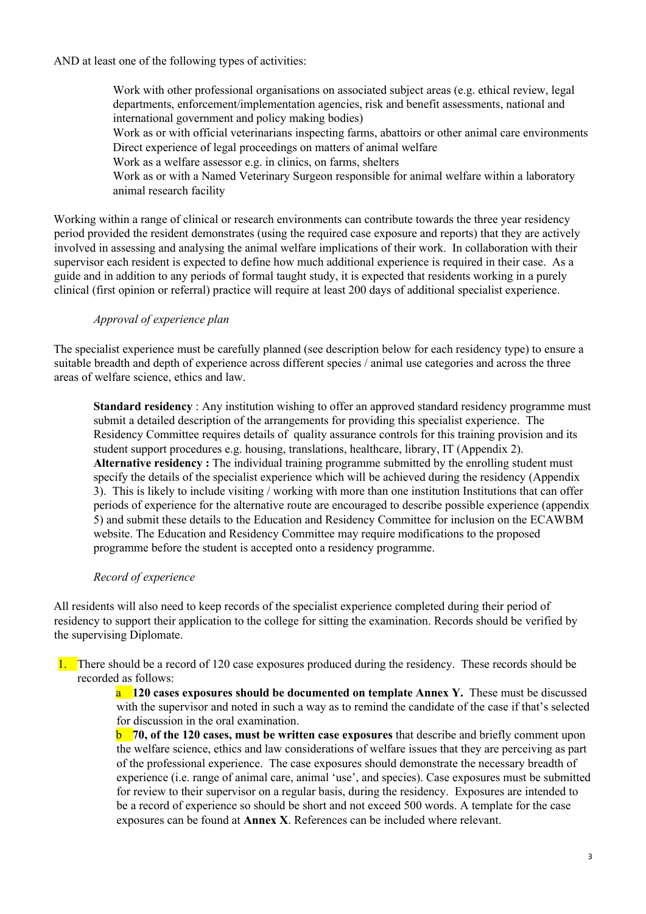AND at least one of the following types of activities:

- Work with other professional organisations on associated subject areas (e.g. ethical review, legal departments, enforcement/implementation agencies, risk and benefit assessments, national and international government and policy making bodies)
- Work as or with official veterinarians inspecting farms, abattoirs or other animal care environments
- Direct experience of legal proceedings on matters of animal welfare
- Work as a welfare assessor e.g. in clinics, on farms, shelters
- Work as or with a Named Veterinary Surgeon responsible for animal welfare within a laboratory animal research facility

Working within a range of clinical or research environments can contribute towards the three year residency period provided the resident demonstrates (using the required case exposure and reports) that they are actively involved in assessing and analysing the animal welfare implications of their work. In collaboration with their supervisor each resident is expected to define how much additional experience is required in their case. As a guide and in addition to any periods of formal taught study, it is expected that residents working in a purely clinical (first opinion or referral) practice will require at least 200 days of additional specialist experience.

*Approval of experience plan*

The specialist experience must be carefully planned (see description below for each residency type) to ensure a suitable breadth and depth of experience across different species / animal use categories and across the three areas of welfare science, ethics and law.

**Standard residency** : Any institution wishing to offer an approved standard residency programme must submit a detailed description of the arrangements for providing this specialist experience. The Residency Committee requires details of quality assurance controls for this training provision and its student support procedures e.g. housing, translations, healthcare, library, IT (Appendix 2).

**Alternative residency :** The individual training programme submitted by the enrolling student must specify the details of the specialist experience which will be achieved during the residency (Appendix 3). This is likely to include visiting / working with more than one institution Institutions that can offer periods of experience for the alternative route are encouraged to describe possible experience (appendix 5) and submit these details to the Education and Residency Committee for inclusion on the ECAWBM website. The Education and Residency Committee may require modifications to the proposed programme before the student is accepted onto a residency programme.

*Record of experience*

All residents will also need to keep records of the specialist experience completed during their period of residency to support their application to the college for sitting the examination. Records should be verified by the supervising Diplomate.

1. There should be a record of 120 case exposures produced during the residency. These records should be recorded as follows:

   a **120 cases exposures should be documented on template Annex Y.** These must be discussed with the supervisor and noted in such a way as to remind the candidate of the case if that's selected for discussion in the oral examination.

   b **70, of the 120 cases, must be written case exposures** that describe and briefly comment upon the welfare science, ethics and law considerations of welfare issues that they are perceiving as part of the professional experience. The case exposures should demonstrate the necessary breadth of experience (i.e. range of animal care, animal 'use', and species). Case exposures must be submitted for review to their supervisor on a regular basis, during the residency. Exposures are intended to be a record of experience so should be short and not exceed 500 words. A template for the case exposures can be found at **Annex X**. References can be included where relevant.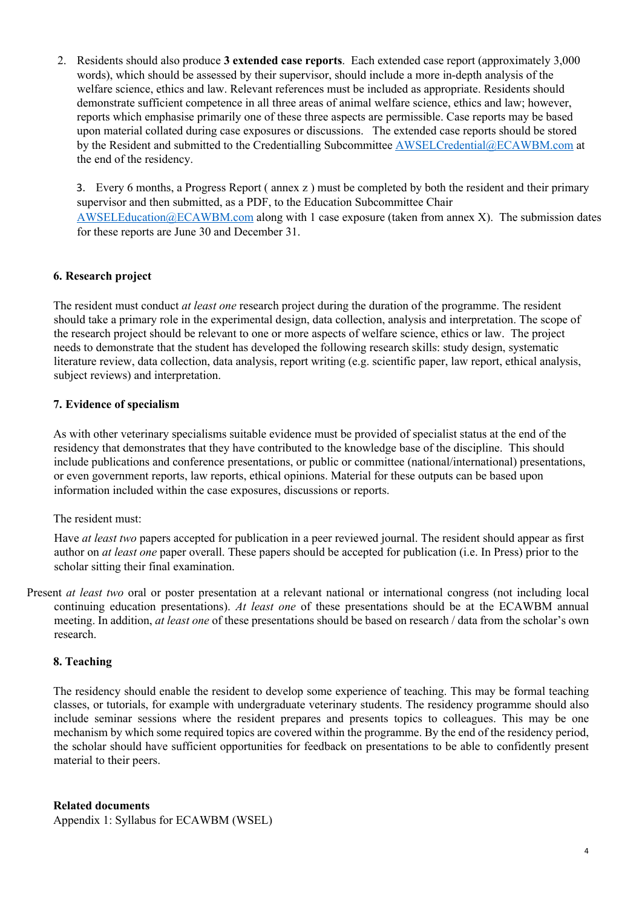2. Residents should also produce **3 extended case reports**. Each extended case report (approximately 3,000 words), which should be assessed by their supervisor, should include a more in-depth analysis of the welfare science, ethics and law. Relevant references must be included as appropriate. Residents should demonstrate sufficient competence in all three areas of animal welfare science, ethics and law; however, reports which emphasise primarily one of these three aspects are permissible. Case reports may be based upon material collated during case exposures or discussions. The extended case reports should be stored by the Resident and submitted to the Credentialling Subcommittee [AWSELCredential@ECAWBM.com](mailto:AWSELCredential@ECAWBM.com) at the end of the residency.

3. Every 6 months, a Progress Report ( annex z ) must be completed by both the resident and their primary supervisor and then submitted, as a PDF, to the Education Subcommittee Chair [AWSELEducation@ECAWBM.com](mailto:AWSELEducation@ECAWBM.com) along with 1 case exposure (taken from annex X). The submission dates for these reports are June 30 and December 31.

### 6. Research project

The resident must conduct *at least one* research project during the duration of the programme. The resident should take a primary role in the experimental design, data collection, analysis and interpretation. The scope of the research project should be relevant to one or more aspects of welfare science, ethics or law. The project needs to demonstrate that the student has developed the following research skills: study design, systematic literature review, data collection, data analysis, report writing (e.g. scientific paper, law report, ethical analysis, subject reviews) and interpretation.

### 7. Evidence of specialism

As with other veterinary specialisms suitable evidence must be provided of specialist status at the end of the residency that demonstrates that they have contributed to the knowledge base of the discipline. This should include publications and conference presentations, or public or committee (national/international) presentations, or even government reports, law reports, ethical opinions. Material for these outputs can be based upon information included within the case exposures, discussions or reports.

The resident must:

Have *at least two* papers accepted for publication in a peer reviewed journal. The resident should appear as first author on *at least one* paper overall. These papers should be accepted for publication (i.e. In Press) prior to the scholar sitting their final examination.

Present *at least two* oral or poster presentation at a relevant national or international congress (not including local continuing education presentations). *At least one* of these presentations should be at the ECAWBM annual meeting. In addition, *at least one* of these presentations should be based on research / data from the scholar's own research.

### 8. Teaching

The residency should enable the resident to develop some experience of teaching. This may be formal teaching classes, or tutorials, for example with undergraduate veterinary students. The residency programme should also include seminar sessions where the resident prepares and presents topics to colleagues. This may be one mechanism by which some required topics are covered within the programme. By the end of the residency period, the scholar should have sufficient opportunities for feedback on presentations to be able to confidently present material to their peers.

**Related documents**
Appendix 1: Syllabus for ECAWBM (WSEL)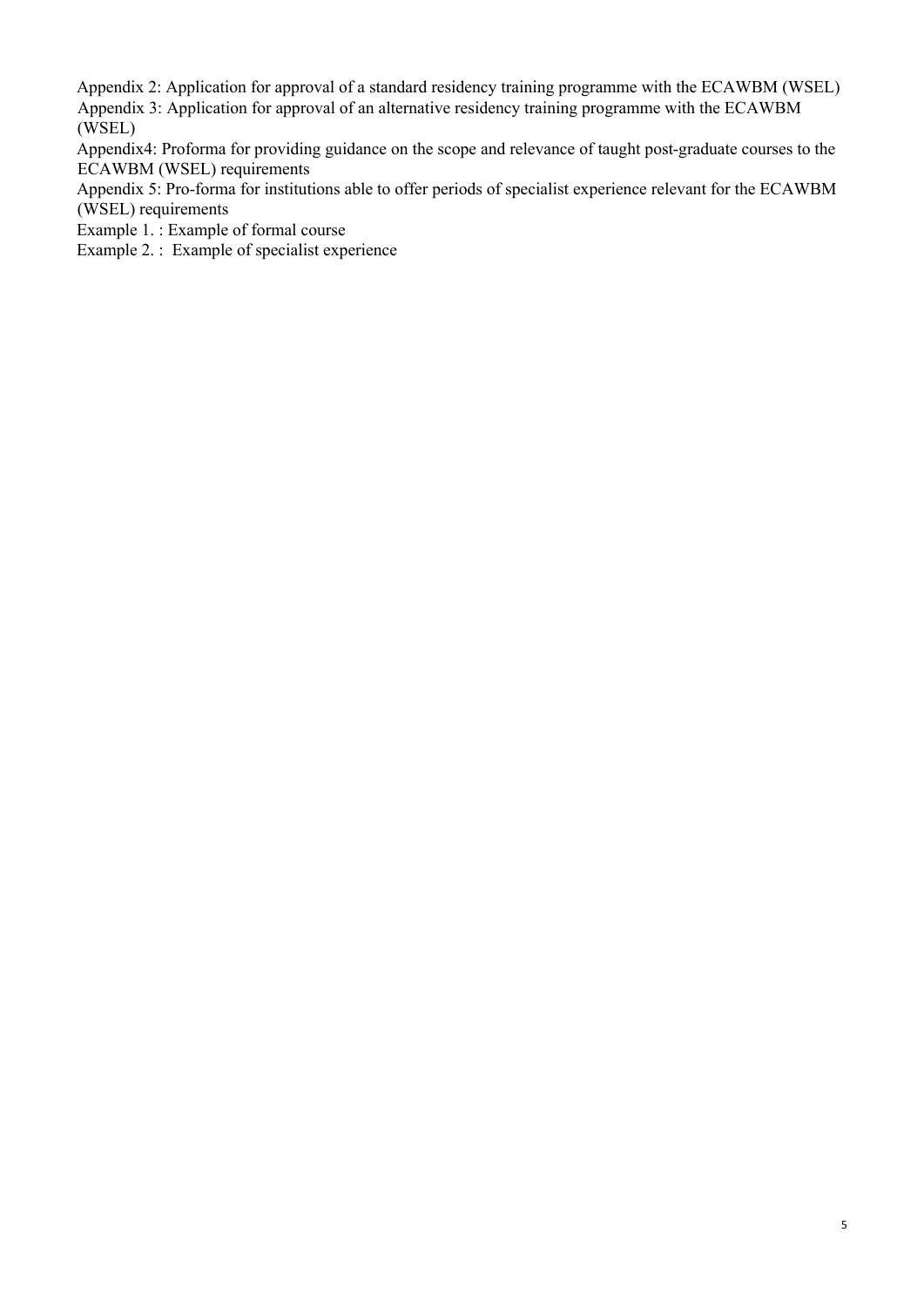Appendix 2: Application for approval of a standard residency training programme with the ECAWBM (WSEL)

Appendix 3: Application for approval of an alternative residency training programme with the ECAWBM (WSEL)

Appendix4: Proforma for providing guidance on the scope and relevance of taught post-graduate courses to the ECAWBM (WSEL) requirements

Appendix 5: Pro-forma for institutions able to offer periods of specialist experience relevant for the ECAWBM (WSEL) requirements

Example 1. : Example of formal course

Example 2. : Example of specialist experience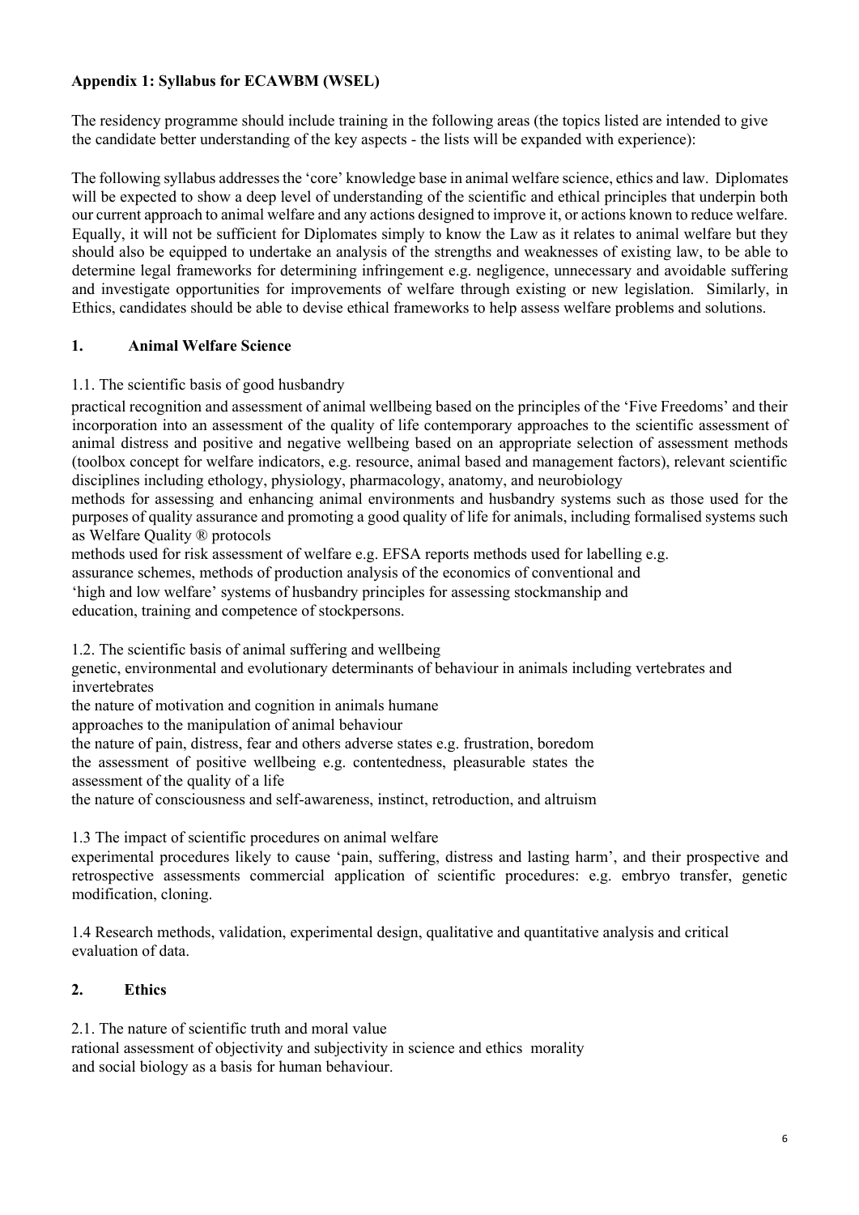**Appendix 1: Syllabus for ECAWBM (WSEL)**

The residency programme should include training in the following areas (the topics listed are intended to give the candidate better understanding of the key aspects - the lists will be expanded with experience):

The following syllabus addresses the 'core' knowledge base in animal welfare science, ethics and law. Diplomates will be expected to show a deep level of understanding of the scientific and ethical principles that underpin both our current approach to animal welfare and any actions designed to improve it, or actions known to reduce welfare. Equally, it will not be sufficient for Diplomates simply to know the Law as it relates to animal welfare but they should also be equipped to undertake an analysis of the strengths and weaknesses of existing law, to be able to determine legal frameworks for determining infringement e.g. negligence, unnecessary and avoidable suffering and investigate opportunities for improvements of welfare through existing or new legislation. Similarly, in Ethics, candidates should be able to devise ethical frameworks to help assess welfare problems and solutions.

## 1. Animal Welfare Science

1.1. The scientific basis of good husbandry

practical recognition and assessment of animal wellbeing based on the principles of the 'Five Freedoms' and their incorporation into an assessment of the quality of life contemporary approaches to the scientific assessment of animal distress and positive and negative wellbeing based on an appropriate selection of assessment methods (toolbox concept for welfare indicators, e.g. resource, animal based and management factors), relevant scientific disciplines including ethology, physiology, pharmacology, anatomy, and neurobiology

methods for assessing and enhancing animal environments and husbandry systems such as those used for the purposes of quality assurance and promoting a good quality of life for animals, including formalised systems such as Welfare Quality ® protocols

methods used for risk assessment of welfare e.g. EFSA reports methods used for labelling e.g.
assurance schemes, methods of production analysis of the economics of conventional and
'high and low welfare' systems of husbandry principles for assessing stockmanship and
education, training and competence of stockpersons.

1.2. The scientific basis of animal suffering and wellbeing

genetic, environmental and evolutionary determinants of behaviour in animals including vertebrates and invertebrates

the nature of motivation and cognition in animals humane

approaches to the manipulation of animal behaviour

the nature of pain, distress, fear and others adverse states e.g. frustration, boredom

the assessment of positive wellbeing e.g. contentedness, pleasurable states the

assessment of the quality of a life

the nature of consciousness and self-awareness, instinct, retroduction, and altruism

1.3 The impact of scientific procedures on animal welfare

experimental procedures likely to cause 'pain, suffering, distress and lasting harm', and their prospective and retrospective assessments commercial application of scientific procedures: e.g. embryo transfer, genetic modification, cloning.

1.4 Research methods, validation, experimental design, qualitative and quantitative analysis and critical evaluation of data.

## 2. Ethics

2.1. The nature of scientific truth and moral value

rational assessment of objectivity and subjectivity in science and ethics morality
and social biology as a basis for human behaviour.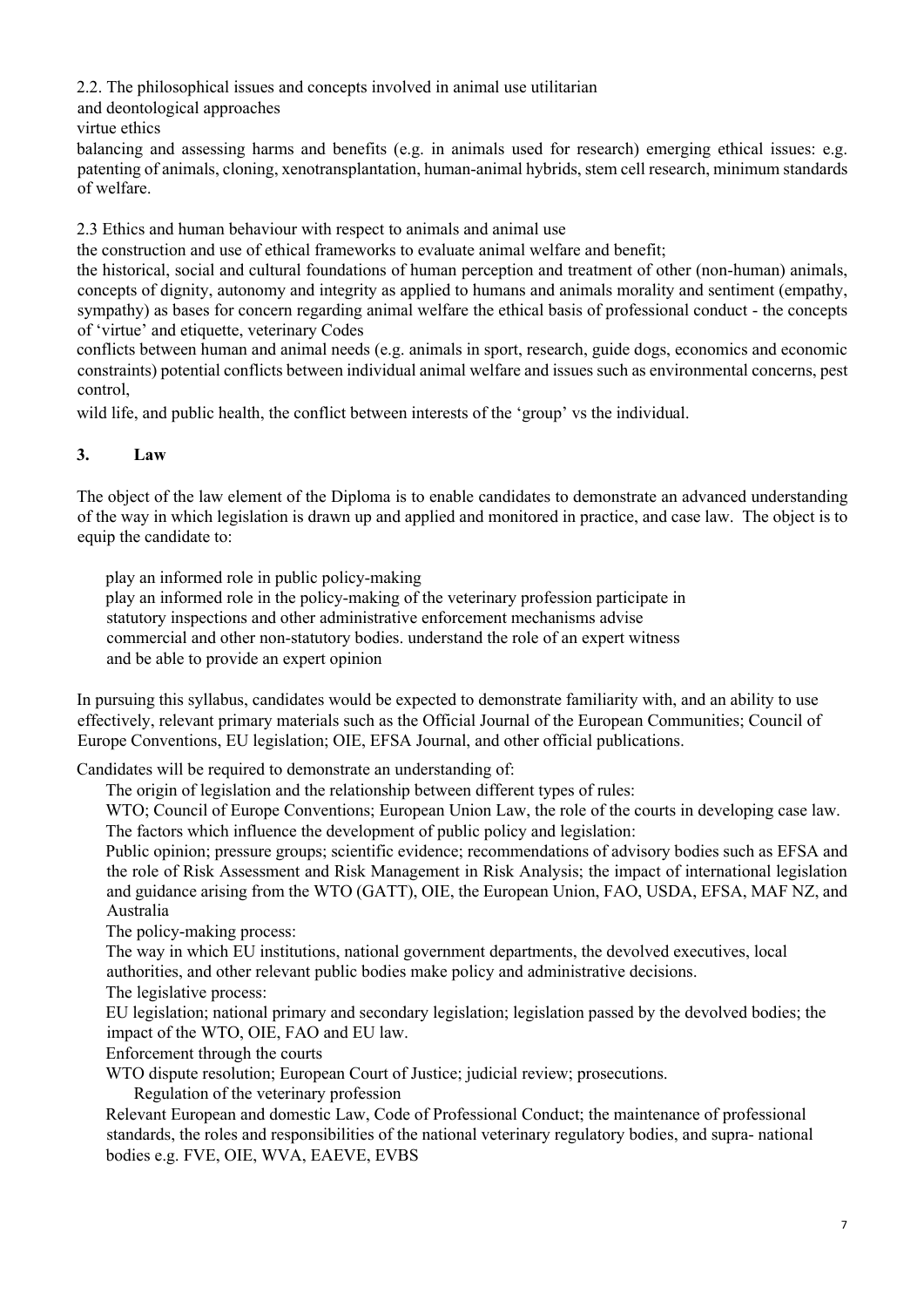2.2. The philosophical issues and concepts involved in animal use utilitarian
and deontological approaches
virtue ethics
balancing and assessing harms and benefits (e.g. in animals used for research) emerging ethical issues: e.g. patenting of animals, cloning, xenotransplantation, human-animal hybrids, stem cell research, minimum standards of welfare.

2.3 Ethics and human behaviour with respect to animals and animal use
the construction and use of ethical frameworks to evaluate animal welfare and benefit;
the historical, social and cultural foundations of human perception and treatment of other (non-human) animals, concepts of dignity, autonomy and integrity as applied to humans and animals morality and sentiment (empathy, sympathy) as bases for concern regarding animal welfare the ethical basis of professional conduct - the concepts of 'virtue' and etiquette, veterinary Codes
conflicts between human and animal needs (e.g. animals in sport, research, guide dogs, economics and economic constraints) potential conflicts between individual animal welfare and issues such as environmental concerns, pest control,
wild life, and public health, the conflict between interests of the 'group' vs the individual.

## 3. Law

The object of the law element of the Diploma is to enable candidates to demonstrate an advanced understanding of the way in which legislation is drawn up and applied and monitored in practice, and case law. The object is to equip the candidate to:

play an informed role in public policy-making
play an informed role in the policy-making of the veterinary profession participate in statutory inspections and other administrative enforcement mechanisms advise commercial and other non-statutory bodies. understand the role of an expert witness and be able to provide an expert opinion

In pursuing this syllabus, candidates would be expected to demonstrate familiarity with, and an ability to use effectively, relevant primary materials such as the Official Journal of the European Communities; Council of Europe Conventions, EU legislation; OIE, EFSA Journal, and other official publications.

Candidates will be required to demonstrate an understanding of:

The origin of legislation and the relationship between different types of rules:
WTO; Council of Europe Conventions; European Union Law, the role of the courts in developing case law.
The factors which influence the development of public policy and legislation:
Public opinion; pressure groups; scientific evidence; recommendations of advisory bodies such as EFSA and the role of Risk Assessment and Risk Management in Risk Analysis; the impact of international legislation and guidance arising from the WTO (GATT), OIE, the European Union, FAO, USDA, EFSA, MAF NZ, and Australia
The policy-making process:
The way in which EU institutions, national government departments, the devolved executives, local authorities, and other relevant public bodies make policy and administrative decisions.
The legislative process:
EU legislation; national primary and secondary legislation; legislation passed by the devolved bodies; the impact of the WTO, OIE, FAO and EU law.
Enforcement through the courts
WTO dispute resolution; European Court of Justice; judicial review; prosecutions.
Regulation of the veterinary profession
Relevant European and domestic Law, Code of Professional Conduct; the maintenance of professional standards, the roles and responsibilities of the national veterinary regulatory bodies, and supra- national bodies e.g. FVE, OIE, WVA, EAEVE, EVBS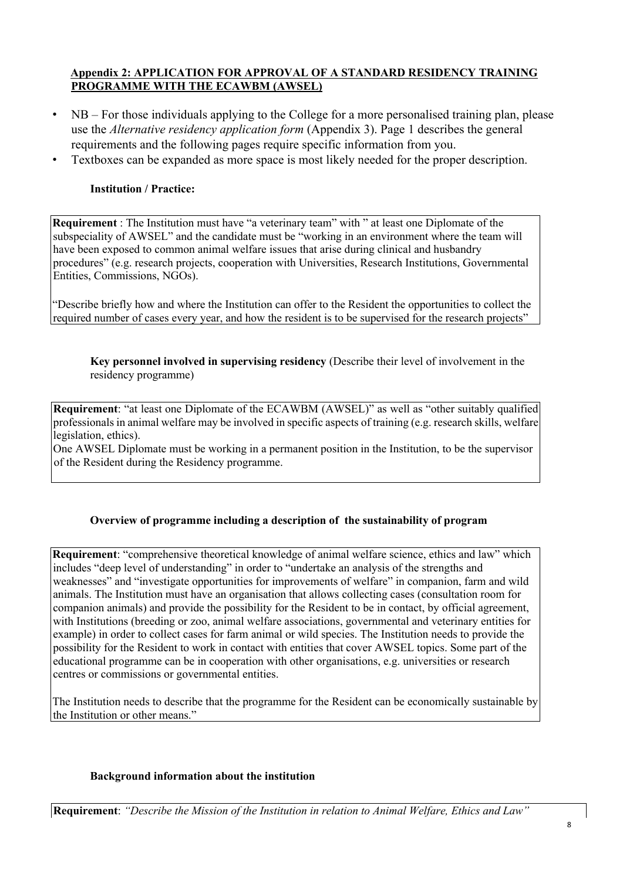**Appendix 2: APPLICATION FOR APPROVAL OF A STANDARD RESIDENCY TRAINING PROGRAMME WITH THE ECAWBM (AWSEL)**

- NB – For those individuals applying to the College for a more personalised training plan, please use the *Alternative residency application form* (Appendix 3). Page 1 describes the general requirements and the following pages require specific information from you.
- Textboxes can be expanded as more space is most likely needed for the proper description.

**Institution / Practice:**

**Requirement** : The Institution must have "a veterinary team" with " at least one Diplomate of the subspeciality of AWSEL" and the candidate must be "working in an environment where the team will have been exposed to common animal welfare issues that arise during clinical and husbandry procedures" (e.g. research projects, cooperation with Universities, Research Institutions, Governmental Entities, Commissions, NGOs).

"Describe briefly how and where the Institution can offer to the Resident the opportunities to collect the required number of cases every year, and how the resident is to be supervised for the research projects"

**Key personnel involved in supervising residency** (Describe their level of involvement in the residency programme)

**Requirement**: "at least one Diplomate of the ECAWBM (AWSEL)" as well as "other suitably qualified professionals in animal welfare may be involved in specific aspects of training (e.g. research skills, welfare legislation, ethics).
One AWSEL Diplomate must be working in a permanent position in the Institution, to be the supervisor of the Resident during the Residency programme.

**Overview of programme including a description of the sustainability of program**

**Requirement**: "comprehensive theoretical knowledge of animal welfare science, ethics and law" which includes "deep level of understanding" in order to "undertake an analysis of the strengths and weaknesses" and "investigate opportunities for improvements of welfare" in companion, farm and wild animals. The Institution must have an organisation that allows collecting cases (consultation room for companion animals) and provide the possibility for the Resident to be in contact, by official agreement, with Institutions (breeding or zoo, animal welfare associations, governmental and veterinary entities for example) in order to collect cases for farm animal or wild species. The Institution needs to provide the possibility for the Resident to work in contact with entities that cover AWSEL topics. Some part of the educational programme can be in cooperation with other organisations, e.g. universities or research centres or commissions or governmental entities.

The Institution needs to describe that the programme for the Resident can be economically sustainable by the Institution or other means."

**Background information about the institution**

**Requirement**: *"Describe the Mission of the Institution in relation to Animal Welfare, Ethics and Law"*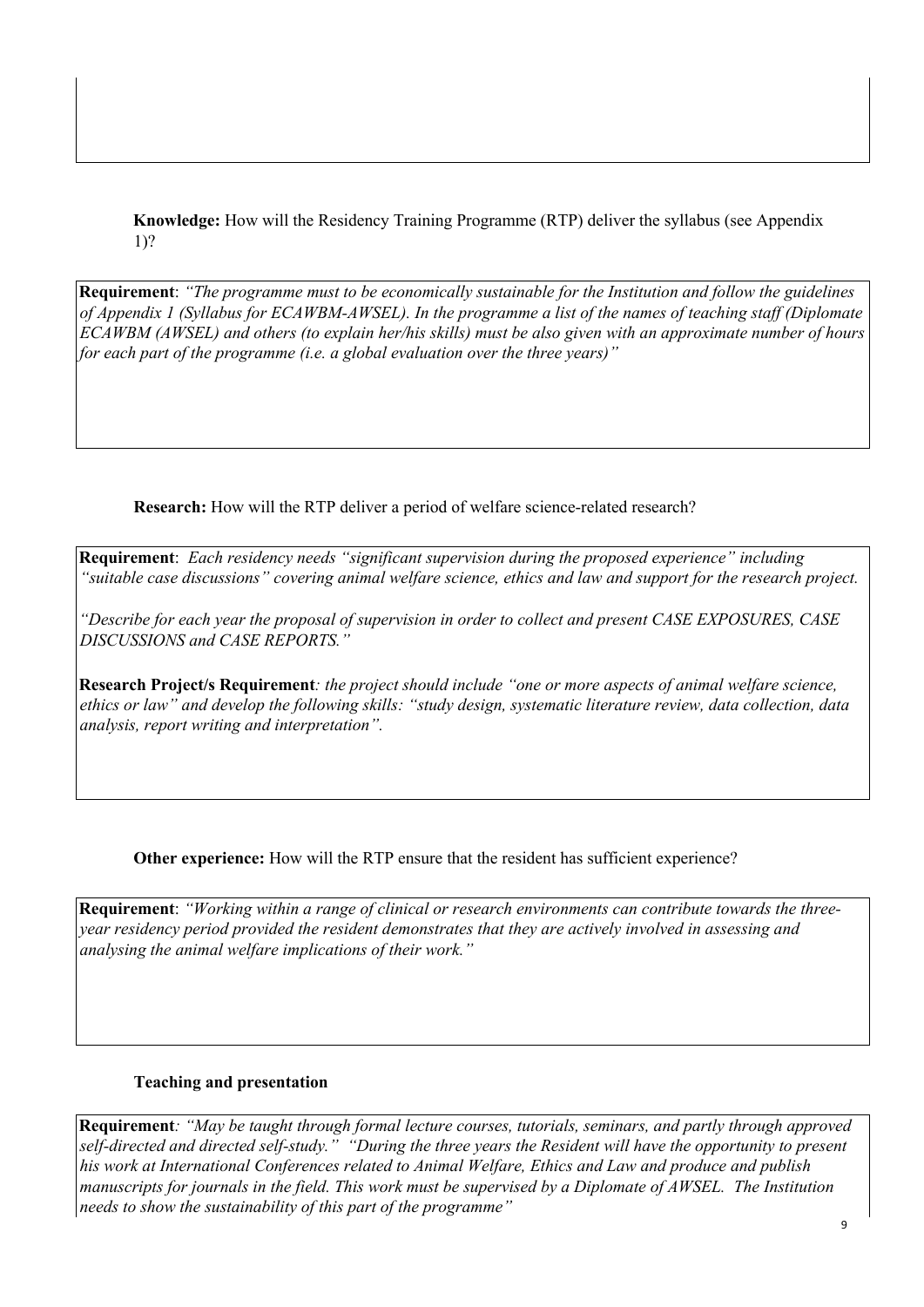**Knowledge:** How will the Residency Training Programme (RTP) deliver the syllabus (see Appendix 1)?

**Requirement**: *"The programme must to be economically sustainable for the Institution and follow the guidelines of Appendix 1 (Syllabus for ECAWBM-AWSEL). In the programme a list of the names of teaching staff (Diplomate ECAWBM (AWSEL) and others (to explain her/his skills) must be also given with an approximate number of hours for each part of the programme (i.e. a global evaluation over the three years)"*

**Research:** How will the RTP deliver a period of welfare science-related research?

**Requirement**: *Each residency needs "significant supervision during the proposed experience" including "suitable case discussions" covering animal welfare science, ethics and law and support for the research project.*

*"Describe for each year the proposal of supervision in order to collect and present CASE EXPOSURES, CASE DISCUSSIONS and CASE REPORTS."*

**Research Project/s Requirement***: the project should include "one or more aspects of animal welfare science, ethics or law" and develop the following skills: "study design, systematic literature review, data collection, data analysis, report writing and interpretation".*

**Other experience:** How will the RTP ensure that the resident has sufficient experience?

**Requirement**: *"Working within a range of clinical or research environments can contribute towards the three-year residency period provided the resident demonstrates that they are actively involved in assessing and analysing the animal welfare implications of their work."*

**Teaching and presentation**

**Requirement***: "May be taught through formal lecture courses, tutorials, seminars, and partly through approved self-directed and directed self-study." "During the three years the Resident will have the opportunity to present his work at International Conferences related to Animal Welfare, Ethics and Law and produce and publish manuscripts for journals in the field. This work must be supervised by a Diplomate of AWSEL. The Institution needs to show the sustainability of this part of the programme"*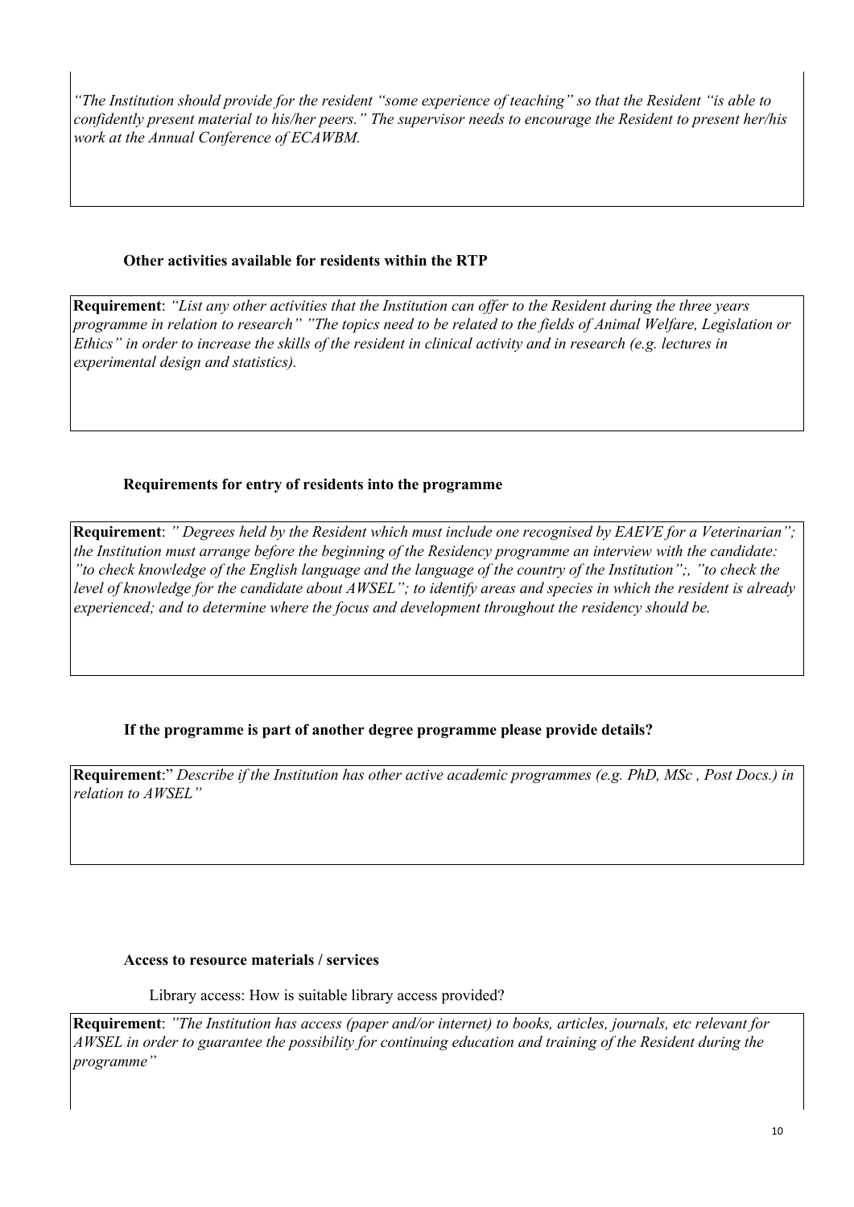*"The Institution should provide for the resident "some experience of teaching" so that the Resident "is able to confidently present material to his/her peers." The supervisor needs to encourage the Resident to present her/his work at the Annual Conference of ECAWBM.*

**Other activities available for residents within the RTP**

**Requirement**: *"List any other activities that the Institution can offer to the Resident during the three years programme in relation to research" "The topics need to be related to the fields of Animal Welfare, Legislation or Ethics" in order to increase the skills of the resident in clinical activity and in research (e.g. lectures in experimental design and statistics).*

**Requirements for entry of residents into the programme**

**Requirement**: *" Degrees held by the Resident which must include one recognised by EAEVE for a Veterinarian"; the Institution must arrange before the beginning of the Residency programme an interview with the candidate: "to check knowledge of the English language and the language of the country of the Institution";, "to check the level of knowledge for the candidate about AWSEL"; to identify areas and species in which the resident is already experienced; and to determine where the focus and development throughout the residency should be.*

**If the programme is part of another degree programme please provide details?**

**Requirement**:" *Describe if the Institution has other active academic programmes (e.g. PhD, MSc , Post Docs.) in relation to AWSEL"*

**Access to resource materials / services**

Library access: How is suitable library access provided?

**Requirement**: *"The Institution has access (paper and/or internet) to books, articles, journals, etc relevant for AWSEL in order to guarantee the possibility for continuing education and training of the Resident during the programme"*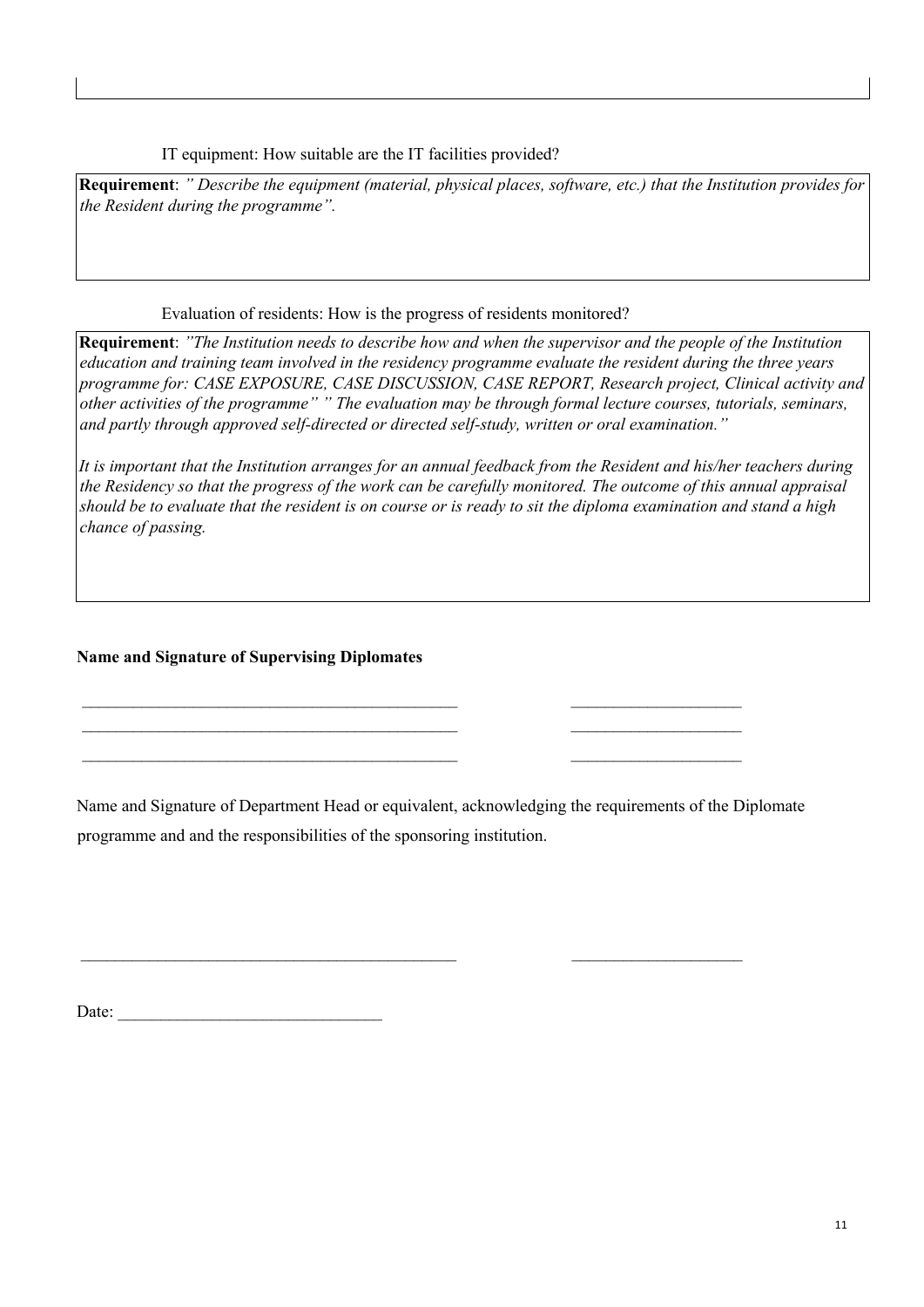IT equipment: How suitable are the IT facilities provided?

**Requirement**: *" Describe the equipment (material, physical places, software, etc.) that the Institution provides for the Resident during the programme".*

Evaluation of residents: How is the progress of residents monitored?

**Requirement**: *"The Institution needs to describe how and when the supervisor and the people of the Institution education and training team involved in the residency programme evaluate the resident during the three years programme for: CASE EXPOSURE, CASE DISCUSSION, CASE REPORT, Research project, Clinical activity and other activities of the programme" " The evaluation may be through formal lecture courses, tutorials, seminars, and partly through approved self-directed or directed self-study, written or oral examination."*

*It is important that the Institution arranges for an annual feedback from the Resident and his/her teachers during the Residency so that the progress of the work can be carefully monitored. The outcome of this annual appraisal should be to evaluate that the resident is on course or is ready to sit the diploma examination and stand a high chance of passing.*

**Name and Signature of Supervising Diplomates**

_______________________________________________ ____________________

_______________________________________________ ____________________

_______________________________________________ ____________________

Name and Signature of Department Head or equivalent, acknowledging the requirements of the Diplomate programme and and the responsibilities of the sponsoring institution.

_______________________________________________ ____________________

Date: _______________________________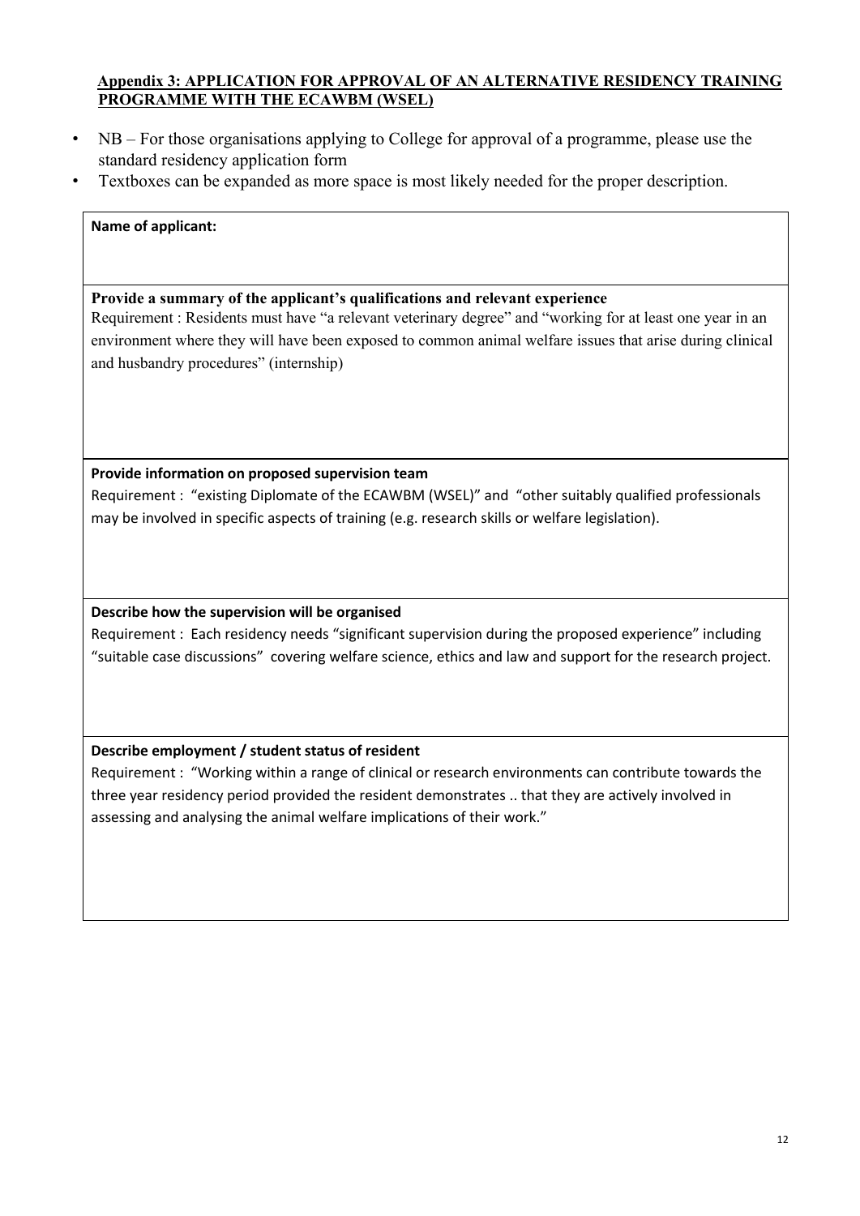**Appendix 3: APPLICATION FOR APPROVAL OF AN ALTERNATIVE RESIDENCY TRAINING PROGRAMME WITH THE ECAWBM (WSEL)**

- NB – For those organisations applying to College for approval of a programme, please use the standard residency application form
- Textboxes can be expanded as more space is most likely needed for the proper description.

**Name of applicant:**

**Provide a summary of the applicant's qualifications and relevant experience**

Requirement : Residents must have "a relevant veterinary degree" and "working for at least one year in an environment where they will have been exposed to common animal welfare issues that arise during clinical and husbandry procedures" (internship)

**Provide information on proposed supervision team**

Requirement : "existing Diplomate of the ECAWBM (WSEL)" and "other suitably qualified professionals may be involved in specific aspects of training (e.g. research skills or welfare legislation).

**Describe how the supervision will be organised**

Requirement : Each residency needs "significant supervision during the proposed experience" including "suitable case discussions" covering welfare science, ethics and law and support for the research project.

**Describe employment / student status of resident**

Requirement : "Working within a range of clinical or research environments can contribute towards the three year residency period provided the resident demonstrates .. that they are actively involved in assessing and analysing the animal welfare implications of their work."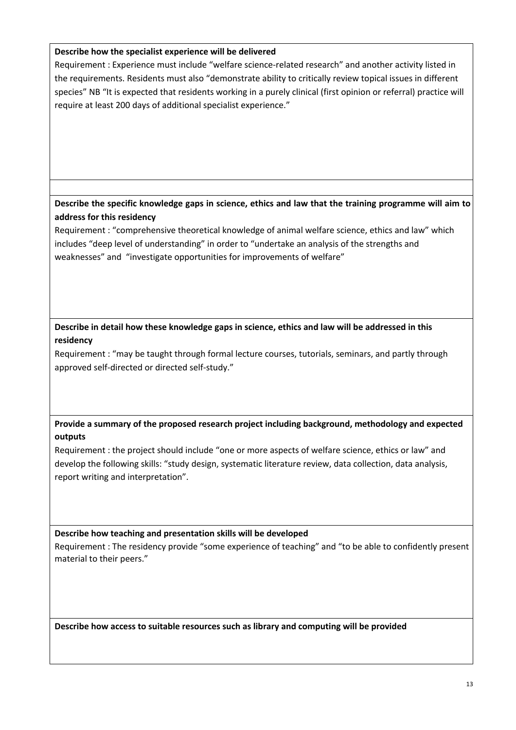**Describe how the specialist experience will be delivered**

Requirement : Experience must include "welfare science-related research" and another activity listed in the requirements. Residents must also "demonstrate ability to critically review topical issues in different species" NB "It is expected that residents working in a purely clinical (first opinion or referral) practice will require at least 200 days of additional specialist experience."

**Describe the specific knowledge gaps in science, ethics and law that the training programme will aim to address for this residency**

Requirement : "comprehensive theoretical knowledge of animal welfare science, ethics and law" which includes "deep level of understanding" in order to "undertake an analysis of the strengths and weaknesses" and "investigate opportunities for improvements of welfare"

**Describe in detail how these knowledge gaps in science, ethics and law will be addressed in this residency**

Requirement : "may be taught through formal lecture courses, tutorials, seminars, and partly through approved self-directed or directed self-study."

**Provide a summary of the proposed research project including background, methodology and expected outputs**

Requirement : the project should include "one or more aspects of welfare science, ethics or law" and develop the following skills: "study design, systematic literature review, data collection, data analysis, report writing and interpretation".

**Describe how teaching and presentation skills will be developed**

Requirement : The residency provide "some experience of teaching" and "to be able to confidently present material to their peers."

**Describe how access to suitable resources such as library and computing will be provided**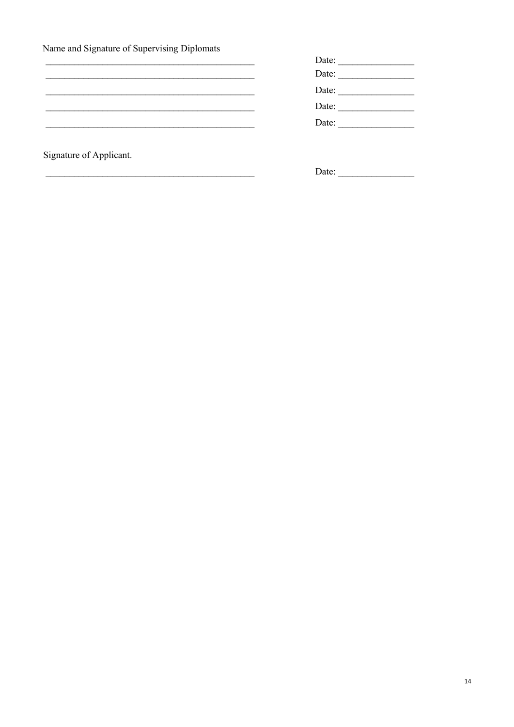Name and Signature of Supervising Diplomats

_____________________________________________ Date: ________________

_____________________________________________ Date: ________________

_____________________________________________ Date: ________________

_____________________________________________ Date: ________________

_____________________________________________ Date: ________________

Signature of Applicant.

_____________________________________________ Date: ________________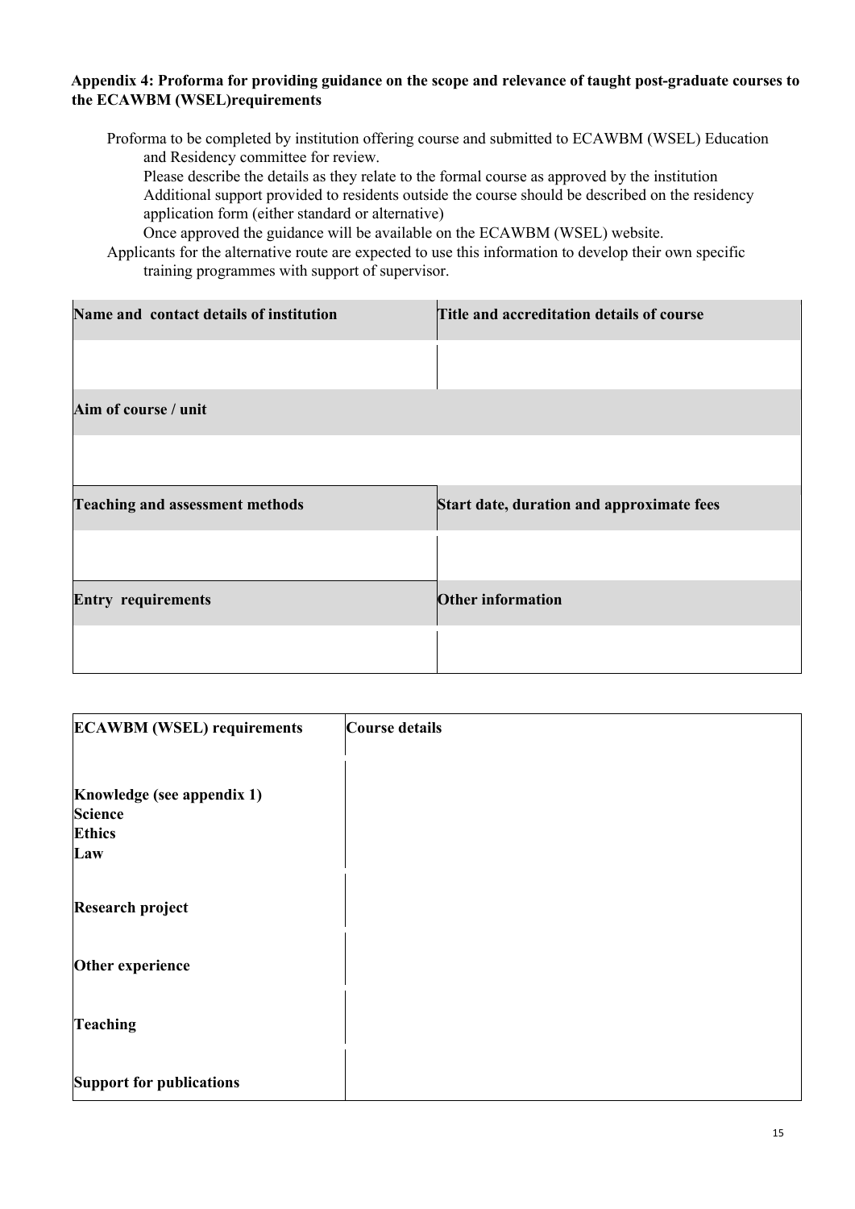**Appendix 4: Proforma for providing guidance on the scope and relevance of taught post-graduate courses to the ECAWBM (WSEL)requirements**

Proforma to be completed by institution offering course and submitted to ECAWBM (WSEL) Education and Residency committee for review.

Please describe the details as they relate to the formal course as approved by the institution

Additional support provided to residents outside the course should be described on the residency application form (either standard or alternative)

Once approved the guidance will be available on the ECAWBM (WSEL) website.

Applicants for the alternative route are expected to use this information to develop their own specific training programmes with support of supervisor.

| **Name and contact details of institution** | **Title and accreditation details of course** |
|---|---|
| | |
| **Aim of course / unit** | |
| | |
| **Teaching and assessment methods** | **Start date, duration and approximate fees** |
| | |
| **Entry requirements** | **Other information** |
| | |

| **ECAWBM (WSEL) requirements** | **Course details** |
|---|---|
| **Knowledge (see appendix 1)**<br>**Science**<br>**Ethics**<br>**Law** | |
| **Research project** | |
| **Other experience** | |
| **Teaching** | |
| **Support for publications** | |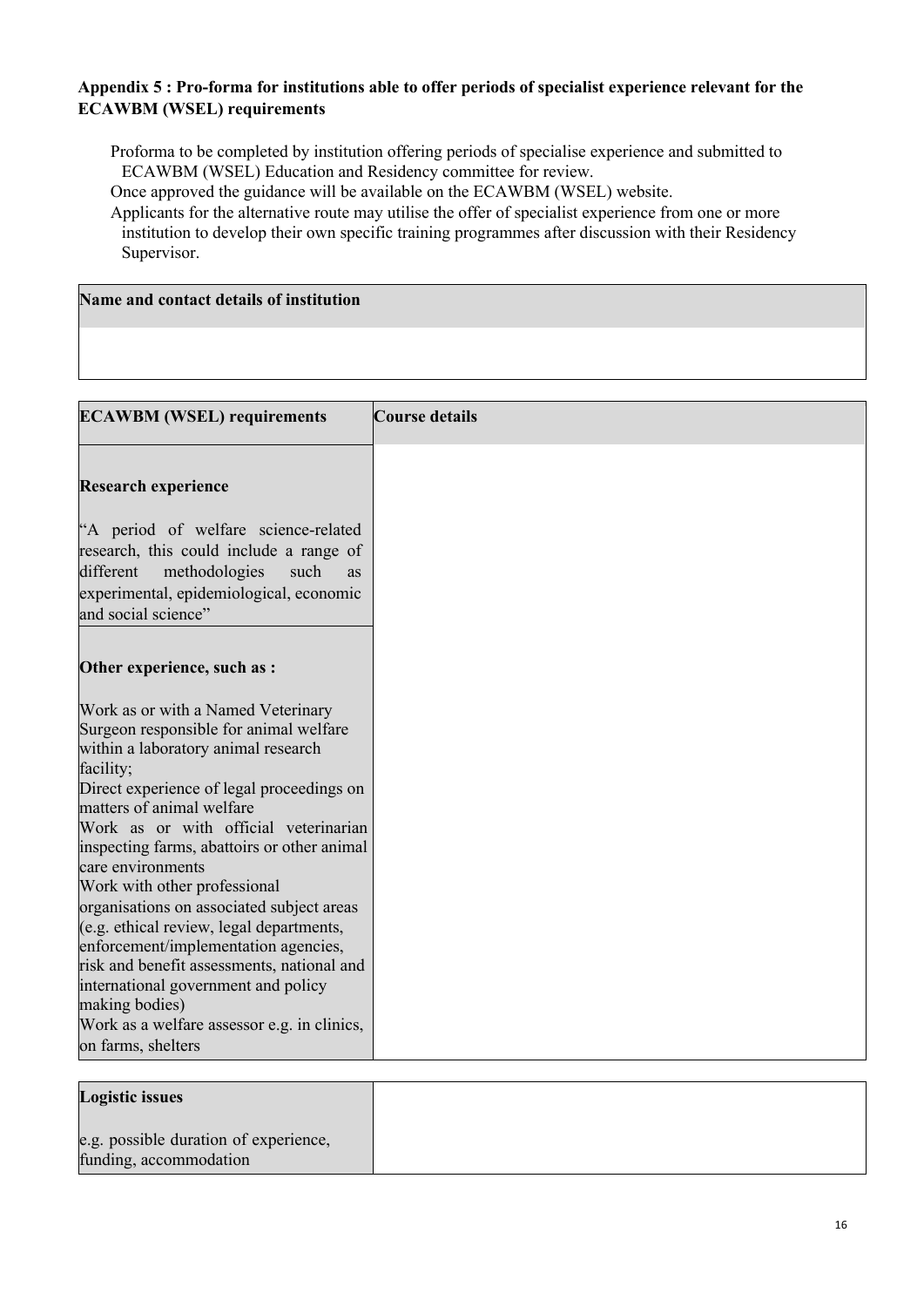## Appendix 5 : Pro-forma for institutions able to offer periods of specialist experience relevant for the ECAWBM (WSEL) requirements

Proforma to be completed by institution offering periods of specialise experience and submitted to ECAWBM (WSEL) Education and Residency committee for review.

Once approved the guidance will be available on the ECAWBM (WSEL) website.

Applicants for the alternative route may utilise the offer of specialist experience from one or more institution to develop their own specific training programmes after discussion with their Residency Supervisor.

| **Name and contact details of institution** |
| --- |
| |

| **ECAWBM (WSEL) requirements** | **Course details** |
| --- | --- |
| **Research experience**<br><br>"A period of welfare science-related research, this could include a range of different methodologies such as experimental, epidemiological, economic and social science" | |
| **Other experience, such as :**<br><br>Work as or with a Named Veterinary Surgeon responsible for animal welfare within a laboratory animal research facility;<br>Direct experience of legal proceedings on matters of animal welfare<br>Work as or with official veterinarian inspecting farms, abattoirs or other animal care environments<br>Work with other professional organisations on associated subject areas (e.g. ethical review, legal departments, enforcement/implementation agencies, risk and benefit assessments, national and international government and policy making bodies)<br>Work as a welfare assessor e.g. in clinics, on farms, shelters | |

| **Logistic issues**<br><br>e.g. possible duration of experience, funding, accommodation | |
| --- | --- |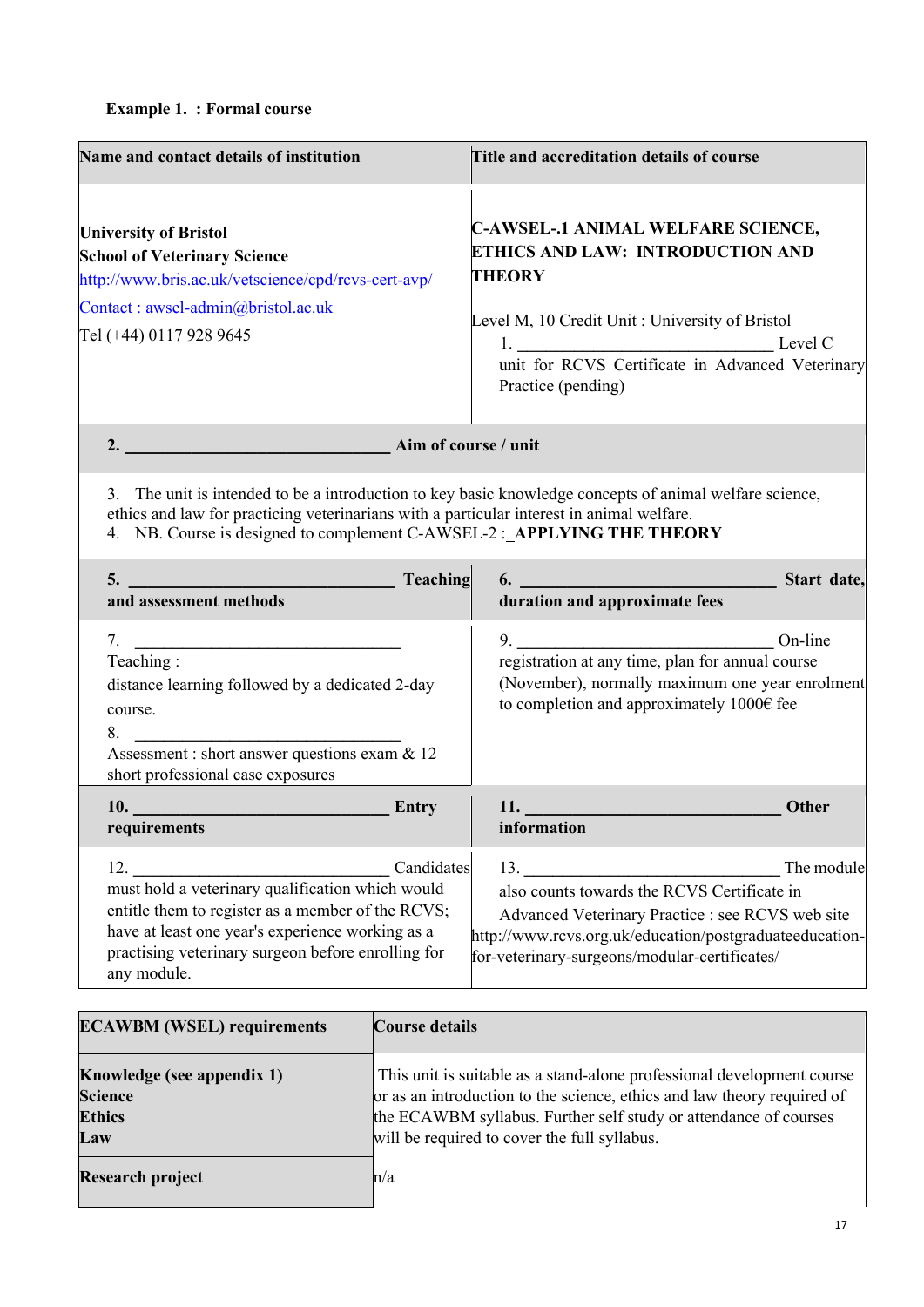**Example 1. : Formal course**

| Name and contact details of institution | Title and accreditation details of course |
|---|---|
| **University of Bristol**<br>**School of Veterinary Science**<br>http://www.bris.ac.uk/vetscience/cpd/rcvs-cert-avp/<br>Contact : awsel-admin@bristol.ac.uk<br>Tel (+44) 0117 928 9645 | **C-AWSEL-.1 ANIMAL WELFARE SCIENCE, ETHICS AND LAW: INTRODUCTION AND THEORY**<br><br>Level M, 10 Credit Unit : University of Bristol<br>1. ______________________________ Level C unit for RCVS Certificate in Advanced Veterinary Practice (pending) |
| **2. ______________________________ Aim of course / unit** | |
| 3. The unit is intended to be a introduction to key basic knowledge concepts of animal welfare science, ethics and law for practicing veterinarians with a particular interest in animal welfare.<br>4. NB. Course is designed to complement C-AWSEL-2 :_**APPLYING THE THEORY** | |
| **5. ______________________________ Teaching and assessment methods** | **6. ______________________________ Start date, duration and approximate fees** |
| 7. ______________________________<br>Teaching :<br>distance learning followed by a dedicated 2-day course.<br>8. ______________________________<br>Assessment : short answer questions exam & 12 short professional case exposures | 9. ______________________________ On-line registration at any time, plan for annual course (November), normally maximum one year enrolment to completion and approximately 1000€ fee |
| **10. ______________________________ Entry requirements** | **11. ______________________________ Other information** |
| 12. ______________________________ Candidates must hold a veterinary qualification which would entitle them to register as a member of the RCVS; have at least one year's experience working as a practising veterinary surgeon before enrolling for any module. | 13. ______________________________ The module also counts towards the RCVS Certificate in Advanced Veterinary Practice : see RCVS web site http://www.rcvs.org.uk/education/postgraduateeducation-for-veterinary-surgeons/modular-certificates/ |

| ECAWBM (WSEL) requirements | Course details |
|---|---|
| **Knowledge (see appendix 1)**<br>**Science**<br>**Ethics**<br>**Law** | This unit is suitable as a stand-alone professional development course or as an introduction to the science, ethics and law theory required of the ECAWBM syllabus. Further self study or attendance of courses will be required to cover the full syllabus. |
| **Research project** | n/a |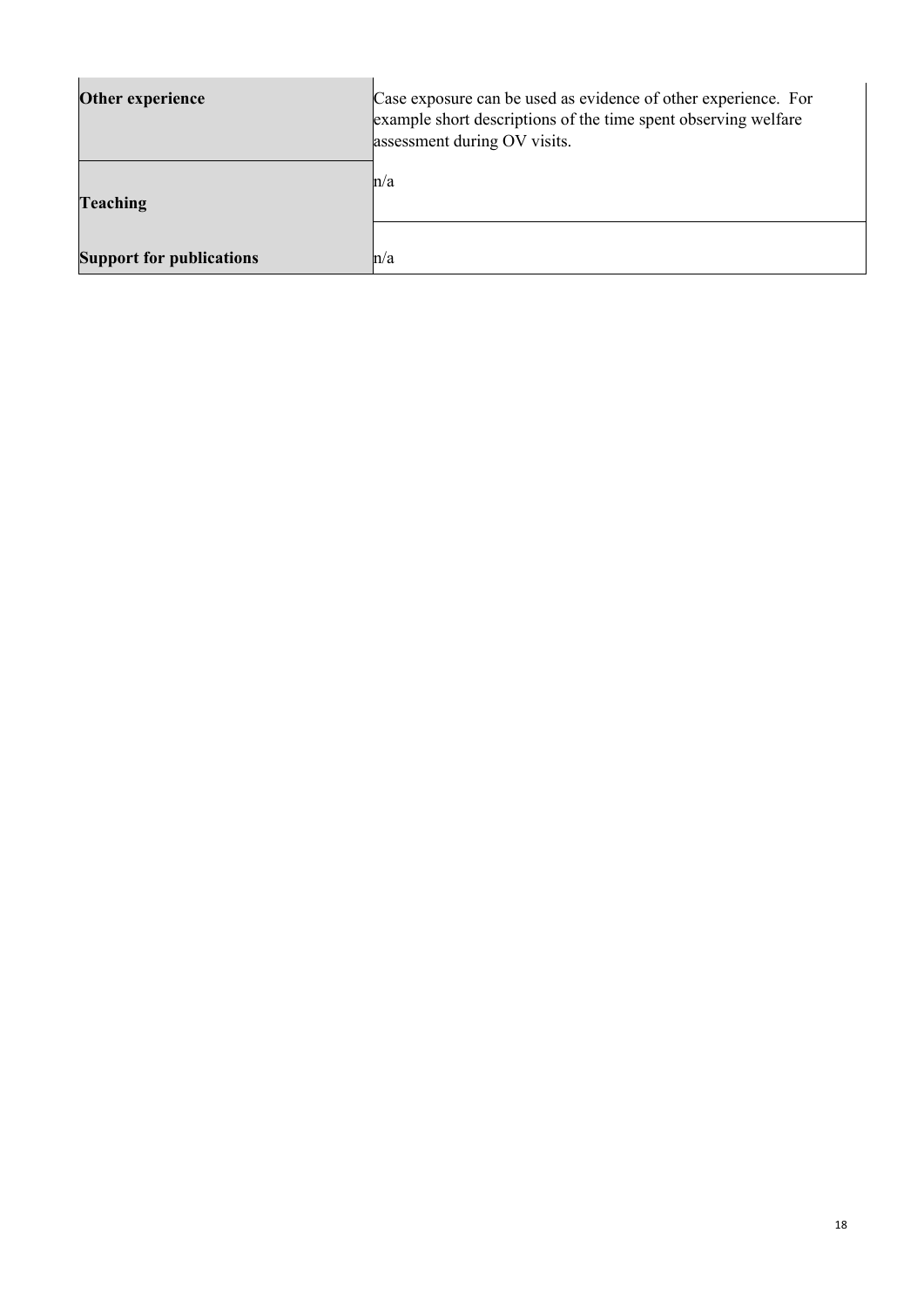| | |
|---|---|
| **Other experience** | Case exposure can be used as evidence of other experience. For example short descriptions of the time spent observing welfare assessment during OV visits. |
| **Teaching** | n/a |
| **Support for publications** | n/a |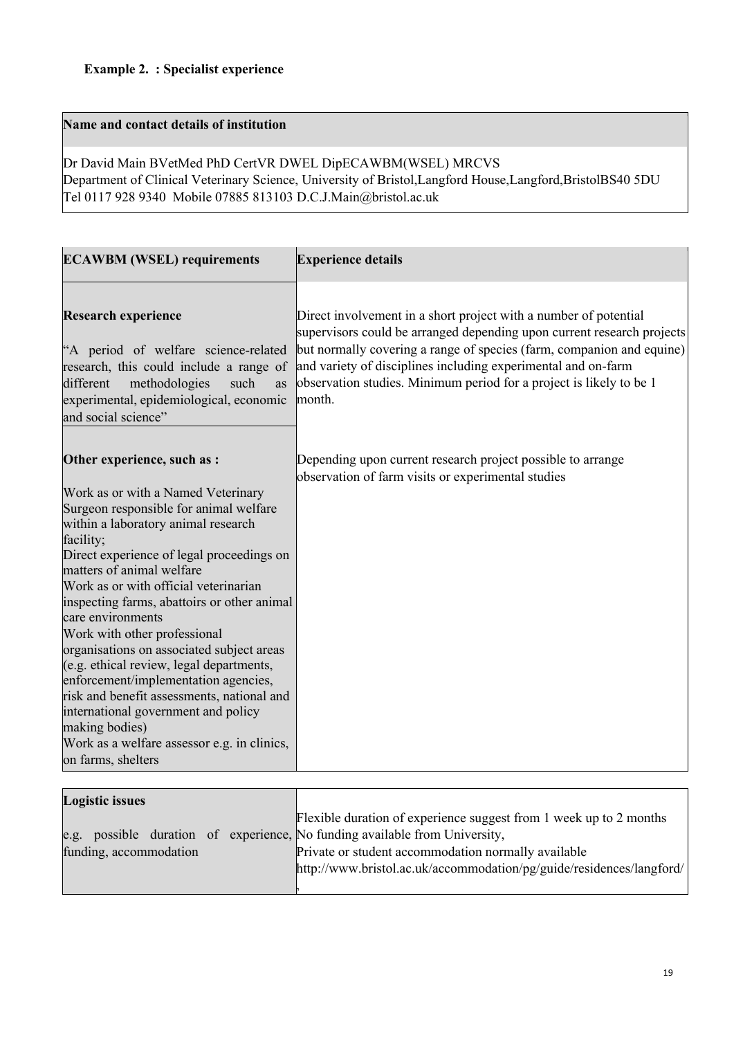**Example 2. : Specialist experience**

| **Name and contact details of institution** |
|---|
| Dr David Main BVetMed PhD CertVR DWEL DipECAWBM(WSEL) MRCVS<br>Department of Clinical Veterinary Science, University of Bristol,Langford House,Langford,BristolBS40 5DU<br>Tel 0117 928 9340 Mobile 07885 813103 D.C.J.Main@bristol.ac.uk |

| **ECAWBM (WSEL) requirements** | **Experience details** |
|---|---|
| **Research experience**<br><br>"A period of welfare science-related research, this could include a range of different methodologies such as experimental, epidemiological, economic and social science" | Direct involvement in a short project with a number of potential supervisors could be arranged depending upon current research projects but normally covering a range of species (farm, companion and equine) and variety of disciplines including experimental and on-farm observation studies. Minimum period for a project is likely to be 1 month. |
| **Other experience, such as :**<br><br>Work as or with a Named Veterinary Surgeon responsible for animal welfare within a laboratory animal research facility;<br>Direct experience of legal proceedings on matters of animal welfare<br>Work as or with official veterinarian inspecting farms, abattoirs or other animal care environments<br>Work with other professional organisations on associated subject areas (e.g. ethical review, legal departments, enforcement/implementation agencies, risk and benefit assessments, national and international government and policy making bodies)<br>Work as a welfare assessor e.g. in clinics, on farms, shelters | Depending upon current research project possible to arrange observation of farm visits or experimental studies |

| **Logistic issues** | |
|---|---|
| e.g. possible duration of experience, funding, accommodation | Flexible duration of experience suggest from 1 week up to 2 months<br>No funding available from University,<br>Private or student accommodation normally available<br>http://www.bristol.ac.uk/accommodation/pg/guide/residences/langford/ |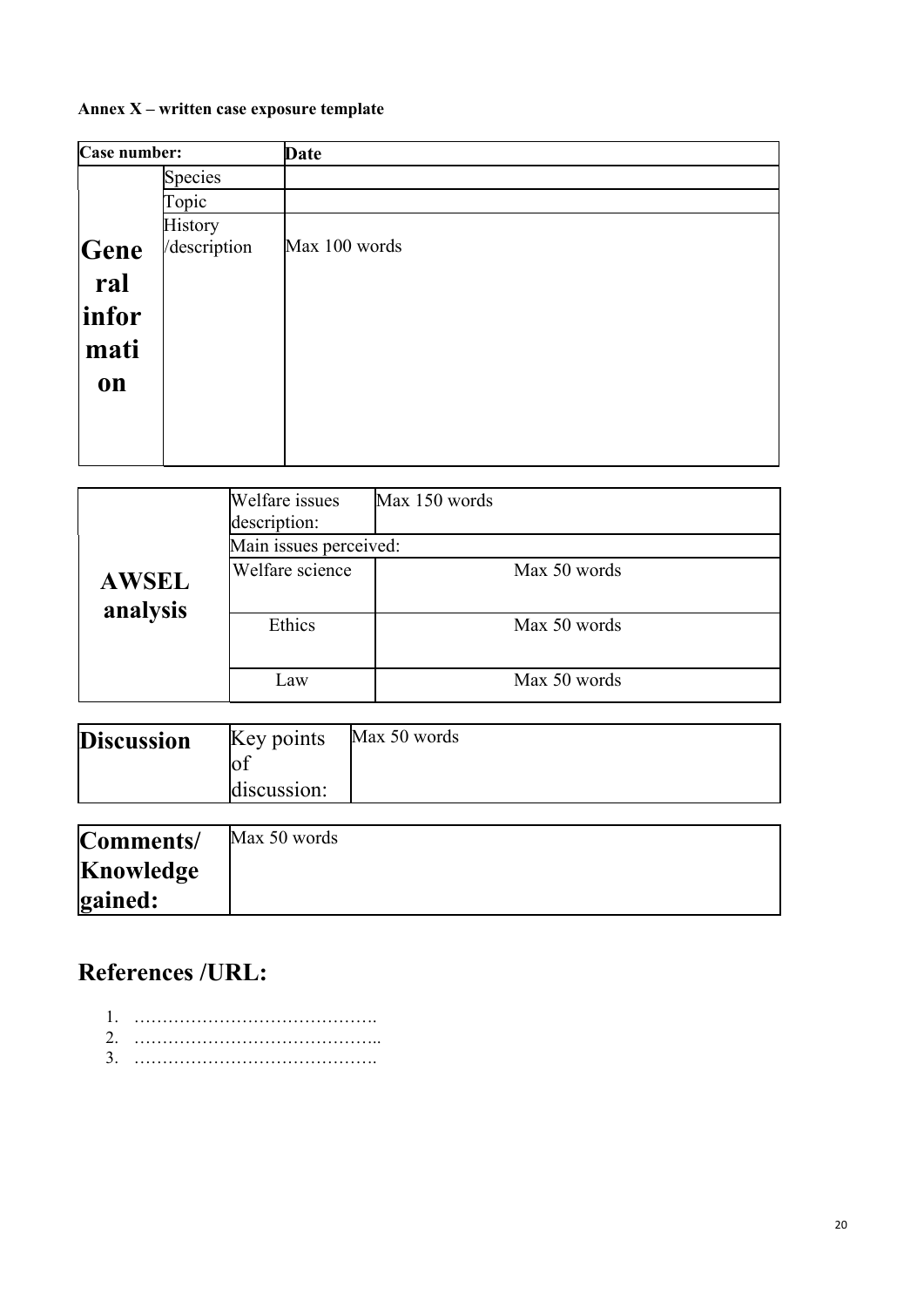**Annex X – written case exposure template**

| **Case number:** | | **Date** |
|---|---|---|
| **General information** | Species | |
| | Topic | |
| | History /description | Max 100 words |

| | | |
|---|---|---|
| **AWSEL analysis** | Welfare issues description: | Max 150 words |
| | Main issues perceived: | |
| | Welfare science | Max 50 words |
| | Ethics | Max 50 words |
| | Law | Max 50 words |

| | | |
|---|---|---|
| **Discussion** | Key points of discussion: | Max 50 words |

| | |
|---|---|
| **Comments/ Knowledge gained:** | Max 50 words |

## References /URL:

1. …………………………………….
2. ……………………………………..
3. …………………………………….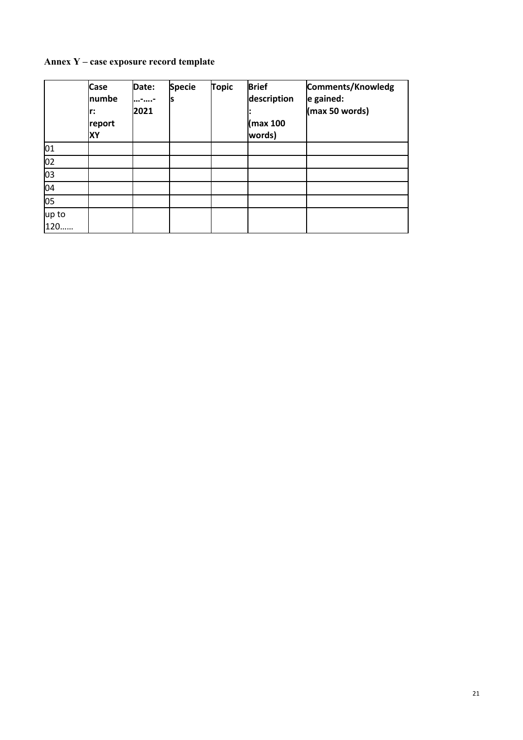**Annex Y – case exposure record template**

| | Case number: report XY | Date: …-….-2021 | Species | Topic | Brief description: (max 100 words) | Comments/Knowledge gained: (max 50 words) |
|---|---|---|---|---|---|---|
| 01 | | | | | | |
| 02 | | | | | | |
| 03 | | | | | | |
| 04 | | | | | | |
| 05 | | | | | | |
| up to 120…… | | | | | | |